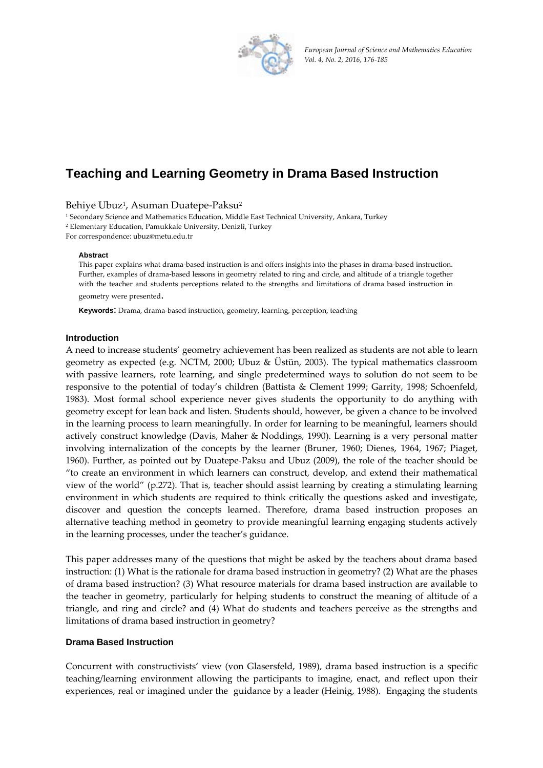# Teaching and Learning Geometry in Drama Based Instruction

Behiye Ubuz[1], Asuman Duatepe-Paksu[2]

[1] Secondary Science and Mathematics Education, Middle East Technical University, Ankara, Turkey
[2] Elementary Education, Pamukkale University, Denizli, Turkey
For correspondence: ubuz@metu.edu.tr

**Abstract**

This paper explains what drama-based instruction is and offers insights into the phases in drama-based instruction. Further, examples of drama-based lessons in geometry related to ring and circle, and altitude of a triangle together with the teacher and students perceptions related to the strengths and limitations of drama based instruction in geometry were presented.

**Keywords**: Drama, drama-based instruction, geometry, learning, perception, teaching

## Introduction

A need to increase students' geometry achievement has been realized as students are not able to learn geometry as expected (e.g. NCTM, 2000; Ubuz & Üstün, 2003). The typical mathematics classroom with passive learners, rote learning, and single predetermined ways to solution do not seem to be responsive to the potential of today's children (Battista & Clement 1999; Garrity, 1998; Schoenfeld, 1983). Most formal school experience never gives students the opportunity to do anything with geometry except for lean back and listen. Students should, however, be given a chance to be involved in the learning process to learn meaningfully. In order for learning to be meaningful, learners should actively construct knowledge (Davis, Maher & Noddings, 1990). Learning is a very personal matter involving internalization of the concepts by the learner (Bruner, 1960; Dienes, 1964, 1967; Piaget, 1960). Further, as pointed out by Duatepe-Paksu and Ubuz (2009), the role of the teacher should be "to create an environment in which learners can construct, develop, and extend their mathematical view of the world" (p.272). That is, teacher should assist learning by creating a stimulating learning environment in which students are required to think critically the questions asked and investigate, discover and question the concepts learned. Therefore, drama based instruction proposes an alternative teaching method in geometry to provide meaningful learning engaging students actively in the learning processes, under the teacher's guidance.

This paper addresses many of the questions that might be asked by the teachers about drama based instruction: (1) What is the rationale for drama based instruction in geometry? (2) What are the phases of drama based instruction? (3) What resource materials for drama based instruction are available to the teacher in geometry, particularly for helping students to construct the meaning of altitude of a triangle, and ring and circle? and (4) What do students and teachers perceive as the strengths and limitations of drama based instruction in geometry?

## Drama Based Instruction

Concurrent with constructivists' view (von Glasersfeld, 1989), drama based instruction is a specific teaching/learning environment allowing the participants to imagine, enact, and reflect upon their experiences, real or imagined under the guidance by a leader (Heinig, 1988). Engaging the students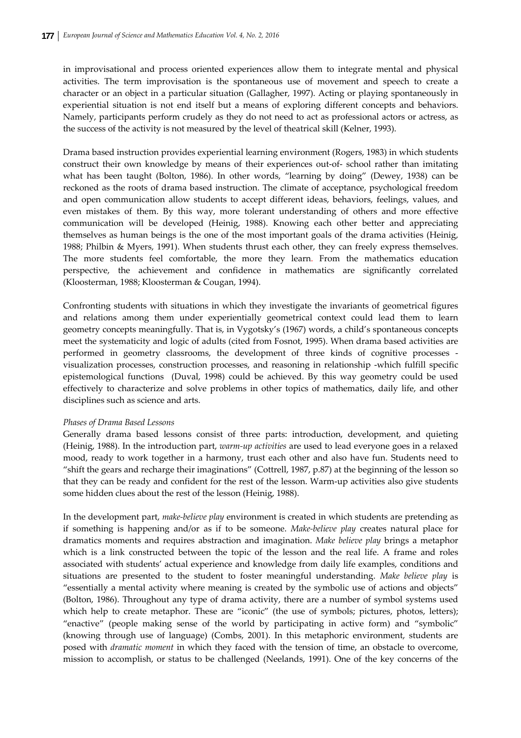in improvisational and process oriented experiences allow them to integrate mental and physical activities. The term improvisation is the spontaneous use of movement and speech to create a character or an object in a particular situation (Gallagher, 1997). Acting or playing spontaneously in experiential situation is not end itself but a means of exploring different concepts and behaviors. Namely, participants perform crudely as they do not need to act as professional actors or actress, as the success of the activity is not measured by the level of theatrical skill (Kelner, 1993).

Drama based instruction provides experiential learning environment (Rogers, 1983) in which students construct their own knowledge by means of their experiences out-of- school rather than imitating what has been taught (Bolton, 1986). In other words, "learning by doing" (Dewey, 1938) can be reckoned as the roots of drama based instruction. The climate of acceptance, psychological freedom and open communication allow students to accept different ideas, behaviors, feelings, values, and even mistakes of them. By this way, more tolerant understanding of others and more effective communication will be developed (Heinig, 1988). Knowing each other better and appreciating themselves as human beings is the one of the most important goals of the drama activities (Heinig, 1988; Philbin & Myers, 1991). When students thrust each other, they can freely express themselves. The more students feel comfortable, the more they learn. From the mathematics education perspective, the achievement and confidence in mathematics are significantly correlated (Kloosterman, 1988; Kloosterman & Cougan, 1994).

Confronting students with situations in which they investigate the invariants of geometrical figures and relations among them under experientially geometrical context could lead them to learn geometry concepts meaningfully. That is, in Vygotsky's (1967) words, a child's spontaneous concepts meet the systematicity and logic of adults (cited from Fosnot, 1995). When drama based activities are performed in geometry classrooms, the development of three kinds of cognitive processes - visualization processes, construction processes, and reasoning in relationship -which fulfill specific epistemological functions (Duval, 1998) could be achieved. By this way geometry could be used effectively to characterize and solve problems in other topics of mathematics, daily life, and other disciplines such as science and arts.

*Phases of Drama Based Lessons*

Generally drama based lessons consist of three parts: introduction, development, and quieting (Heinig, 1988). In the introduction part, *warm-up activities* are used to lead everyone goes in a relaxed mood, ready to work together in a harmony, trust each other and also have fun. Students need to "shift the gears and recharge their imaginations" (Cottrell, 1987, p.87) at the beginning of the lesson so that they can be ready and confident for the rest of the lesson. Warm-up activities also give students some hidden clues about the rest of the lesson (Heinig, 1988).

In the development part, *make-believe play* environment is created in which students are pretending as if something is happening and/or as if to be someone. *Make-believe play* creates natural place for dramatics moments and requires abstraction and imagination. *Make believe play* brings a metaphor which is a link constructed between the topic of the lesson and the real life. A frame and roles associated with students' actual experience and knowledge from daily life examples, conditions and situations are presented to the student to foster meaningful understanding. *Make believe play* is "essentially a mental activity where meaning is created by the symbolic use of actions and objects" (Bolton, 1986). Throughout any type of drama activity, there are a number of symbol systems used which help to create metaphor. These are "iconic" (the use of symbols; pictures, photos, letters); "enactive" (people making sense of the world by participating in active form) and "symbolic" (knowing through use of language) (Combs, 2001). In this metaphoric environment, students are posed with *dramatic moment* in which they faced with the tension of time, an obstacle to overcome, mission to accomplish, or status to be challenged (Neelands, 1991). One of the key concerns of the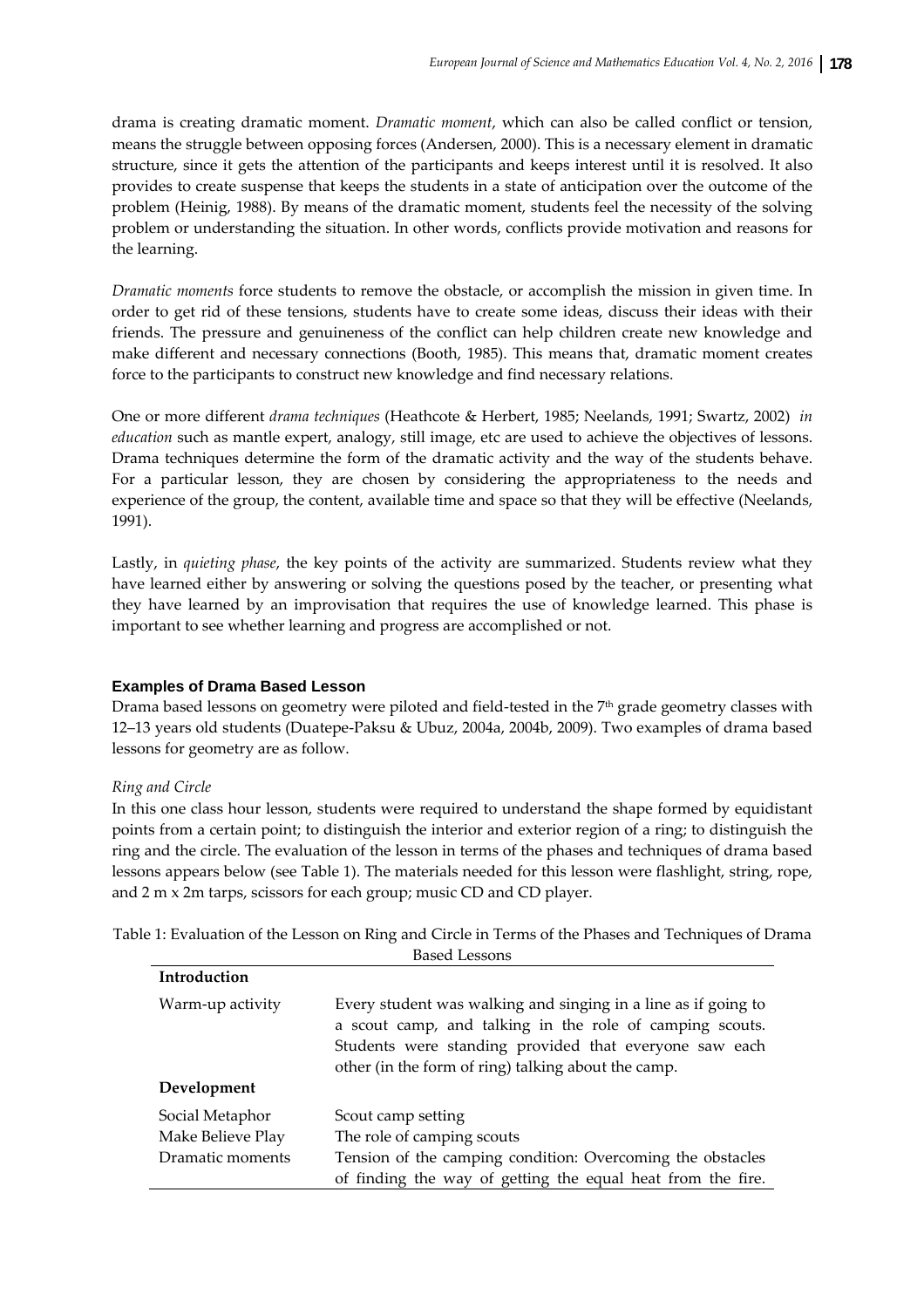drama is creating dramatic moment. *Dramatic moment*, which can also be called conflict or tension, means the struggle between opposing forces (Andersen, 2000). This is a necessary element in dramatic structure, since it gets the attention of the participants and keeps interest until it is resolved. It also provides to create suspense that keeps the students in a state of anticipation over the outcome of the problem (Heinig, 1988). By means of the dramatic moment, students feel the necessity of the solving problem or understanding the situation. In other words, conflicts provide motivation and reasons for the learning.

*Dramatic moments* force students to remove the obstacle, or accomplish the mission in given time. In order to get rid of these tensions, students have to create some ideas, discuss their ideas with their friends. The pressure and genuineness of the conflict can help children create new knowledge and make different and necessary connections (Booth, 1985). This means that, dramatic moment creates force to the participants to construct new knowledge and find necessary relations.

One or more different *drama techniques* (Heathcote & Herbert, 1985; Neelands, 1991; Swartz, 2002) *in education* such as mantle expert, analogy, still image, etc are used to achieve the objectives of lessons. Drama techniques determine the form of the dramatic activity and the way of the students behave. For a particular lesson, they are chosen by considering the appropriateness to the needs and experience of the group, the content, available time and space so that they will be effective (Neelands, 1991).

Lastly, in *quieting phase*, the key points of the activity are summarized. Students review what they have learned either by answering or solving the questions posed by the teacher, or presenting what they have learned by an improvisation that requires the use of knowledge learned. This phase is important to see whether learning and progress are accomplished or not.

### Examples of Drama Based Lesson

Drama based lessons on geometry were piloted and field-tested in the 7th grade geometry classes with 12–13 years old students (Duatepe-Paksu & Ubuz, 2004a, 2004b, 2009). Two examples of drama based lessons for geometry are as follow.

*Ring and Circle*

In this one class hour lesson, students were required to understand the shape formed by equidistant points from a certain point; to distinguish the interior and exterior region of a ring; to distinguish the ring and the circle. The evaluation of the lesson in terms of the phases and techniques of drama based lessons appears below (see Table 1). The materials needed for this lesson were flashlight, string, rope, and 2 m x 2m tarps, scissors for each group; music CD and CD player.

Table 1: Evaluation of the Lesson on Ring and Circle in Terms of the Phases and Techniques of Drama Based Lessons

| **Introduction** | |
|---|---|
| Warm-up activity | Every student was walking and singing in a line as if going to a scout camp, and talking in the role of camping scouts. Students were standing provided that everyone saw each other (in the form of ring) talking about the camp. |
| **Development** | |
| Social Metaphor | Scout camp setting |
| Make Believe Play | The role of camping scouts |
| Dramatic moments | Tension of the camping condition: Overcoming the obstacles of finding the way of getting the equal heat from the fire. |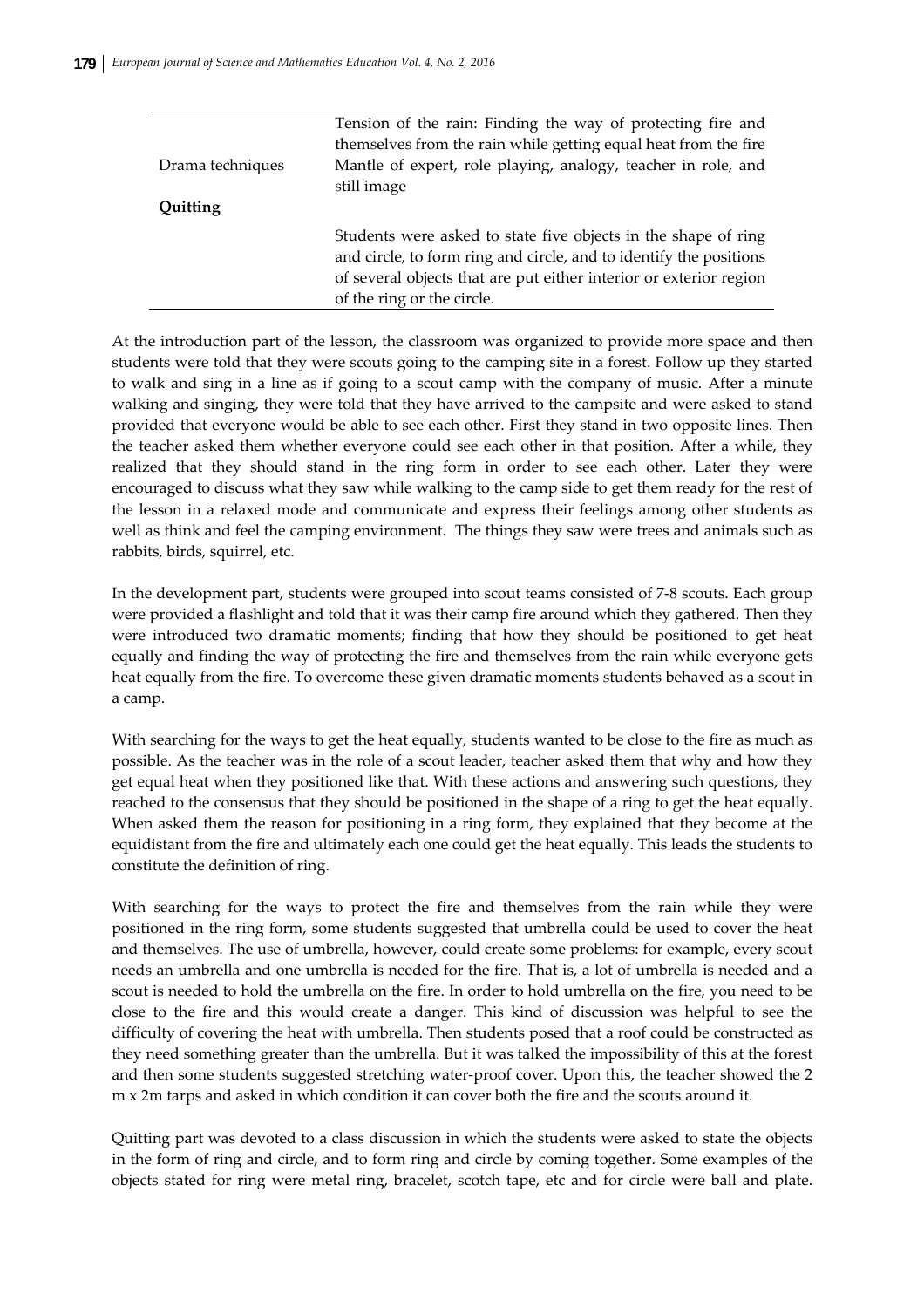| | |
|---|---|
| | Tension of the rain: Finding the way of protecting fire and themselves from the rain while getting equal heat from the fire |
| Drama techniques | Mantle of expert, role playing, analogy, teacher in role, and still image |
| **Quitting** | |
| | Students were asked to state five objects in the shape of ring and circle, to form ring and circle, and to identify the positions of several objects that are put either interior or exterior region of the ring or the circle. |

At the introduction part of the lesson, the classroom was organized to provide more space and then students were told that they were scouts going to the camping site in a forest. Follow up they started to walk and sing in a line as if going to a scout camp with the company of music. After a minute walking and singing, they were told that they have arrived to the campsite and were asked to stand provided that everyone would be able to see each other. First they stand in two opposite lines. Then the teacher asked them whether everyone could see each other in that position. After a while, they realized that they should stand in the ring form in order to see each other. Later they were encouraged to discuss what they saw while walking to the camp side to get them ready for the rest of the lesson in a relaxed mode and communicate and express their feelings among other students as well as think and feel the camping environment. The things they saw were trees and animals such as rabbits, birds, squirrel, etc.

In the development part, students were grouped into scout teams consisted of 7-8 scouts. Each group were provided a flashlight and told that it was their camp fire around which they gathered. Then they were introduced two dramatic moments; finding that how they should be positioned to get heat equally and finding the way of protecting the fire and themselves from the rain while everyone gets heat equally from the fire. To overcome these given dramatic moments students behaved as a scout in a camp.

With searching for the ways to get the heat equally, students wanted to be close to the fire as much as possible. As the teacher was in the role of a scout leader, teacher asked them that why and how they get equal heat when they positioned like that. With these actions and answering such questions, they reached to the consensus that they should be positioned in the shape of a ring to get the heat equally. When asked them the reason for positioning in a ring form, they explained that they become at the equidistant from the fire and ultimately each one could get the heat equally. This leads the students to constitute the definition of ring.

With searching for the ways to protect the fire and themselves from the rain while they were positioned in the ring form, some students suggested that umbrella could be used to cover the heat and themselves. The use of umbrella, however, could create some problems: for example, every scout needs an umbrella and one umbrella is needed for the fire. That is, a lot of umbrella is needed and a scout is needed to hold the umbrella on the fire. In order to hold umbrella on the fire, you need to be close to the fire and this would create a danger. This kind of discussion was helpful to see the difficulty of covering the heat with umbrella. Then students posed that a roof could be constructed as they need something greater than the umbrella. But it was talked the impossibility of this at the forest and then some students suggested stretching water-proof cover. Upon this, the teacher showed the 2 m x 2m tarps and asked in which condition it can cover both the fire and the scouts around it.

Quitting part was devoted to a class discussion in which the students were asked to state the objects in the form of ring and circle, and to form ring and circle by coming together. Some examples of the objects stated for ring were metal ring, bracelet, scotch tape, etc and for circle were ball and plate.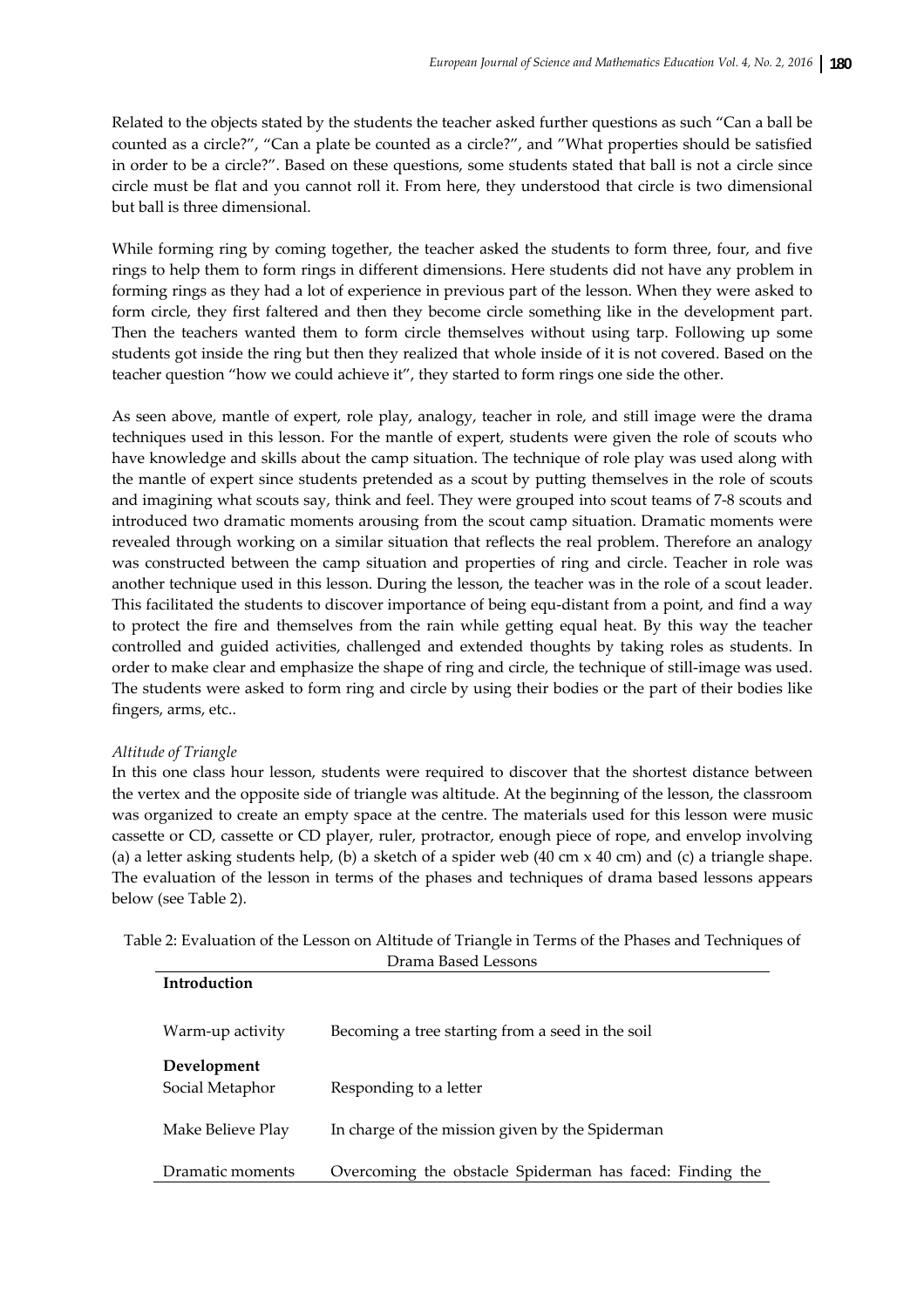Related to the objects stated by the students the teacher asked further questions as such "Can a ball be counted as a circle?", "Can a plate be counted as a circle?", and "What properties should be satisfied in order to be a circle?". Based on these questions, some students stated that ball is not a circle since circle must be flat and you cannot roll it. From here, they understood that circle is two dimensional but ball is three dimensional.

While forming ring by coming together, the teacher asked the students to form three, four, and five rings to help them to form rings in different dimensions. Here students did not have any problem in forming rings as they had a lot of experience in previous part of the lesson. When they were asked to form circle, they first faltered and then they become circle something like in the development part. Then the teachers wanted them to form circle themselves without using tarp. Following up some students got inside the ring but then they realized that whole inside of it is not covered. Based on the teacher question "how we could achieve it", they started to form rings one side the other.

As seen above, mantle of expert, role play, analogy, teacher in role, and still image were the drama techniques used in this lesson. For the mantle of expert, students were given the role of scouts who have knowledge and skills about the camp situation. The technique of role play was used along with the mantle of expert since students pretended as a scout by putting themselves in the role of scouts and imagining what scouts say, think and feel. They were grouped into scout teams of 7-8 scouts and introduced two dramatic moments arousing from the scout camp situation. Dramatic moments were revealed through working on a similar situation that reflects the real problem. Therefore an analogy was constructed between the camp situation and properties of ring and circle. Teacher in role was another technique used in this lesson. During the lesson, the teacher was in the role of a scout leader. This facilitated the students to discover importance of being equ-distant from a point, and find a way to protect the fire and themselves from the rain while getting equal heat. By this way the teacher controlled and guided activities, challenged and extended thoughts by taking roles as students. In order to make clear and emphasize the shape of ring and circle, the technique of still-image was used. The students were asked to form ring and circle by using their bodies or the part of their bodies like fingers, arms, etc..

*Altitude of Triangle*

In this one class hour lesson, students were required to discover that the shortest distance between the vertex and the opposite side of triangle was altitude. At the beginning of the lesson, the classroom was organized to create an empty space at the centre. The materials used for this lesson were music cassette or CD, cassette or CD player, ruler, protractor, enough piece of rope, and envelop involving (a) a letter asking students help, (b) a sketch of a spider web (40 cm x 40 cm) and (c) a triangle shape. The evaluation of the lesson in terms of the phases and techniques of drama based lessons appears below (see Table 2).

Table 2: Evaluation of the Lesson on Altitude of Triangle in Terms of the Phases and Techniques of Drama Based Lessons

| | |
|---|---|
| **Introduction** | |
| Warm-up activity | Becoming a tree starting from a seed in the soil |
| **Development** | |
| Social Metaphor | Responding to a letter |
| Make Believe Play | In charge of the mission given by the Spiderman |
| Dramatic moments | Overcoming the obstacle Spiderman has faced: Finding the |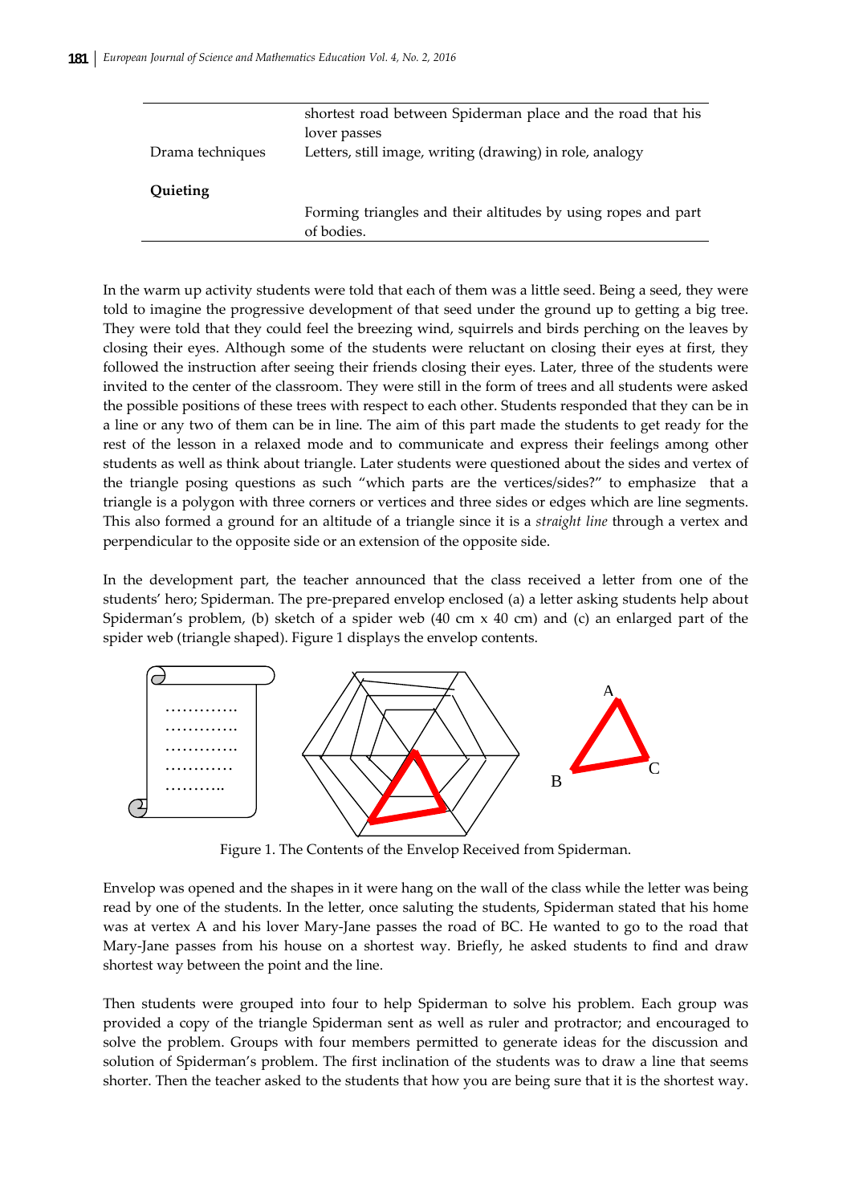| | |
|---|---|
| | shortest road between Spiderman place and the road that his lover passes |
| Drama techniques | Letters, still image, writing (drawing) in role, analogy |
| **Quieting** | |
| | Forming triangles and their altitudes by using ropes and part of bodies. |

In the warm up activity students were told that each of them was a little seed. Being a seed, they were told to imagine the progressive development of that seed under the ground up to getting a big tree. They were told that they could feel the breezing wind, squirrels and birds perching on the leaves by closing their eyes. Although some of the students were reluctant on closing their eyes at first, they followed the instruction after seeing their friends closing their eyes. Later, three of the students were invited to the center of the classroom. They were still in the form of trees and all students were asked the possible positions of these trees with respect to each other. Students responded that they can be in a line or any two of them can be in line. The aim of this part made the students to get ready for the rest of the lesson in a relaxed mode and to communicate and express their feelings among other students as well as think about triangle. Later students were questioned about the sides and vertex of the triangle posing questions as such "which parts are the vertices/sides?" to emphasize that a triangle is a polygon with three corners or vertices and three sides or edges which are line segments. This also formed a ground for an altitude of a triangle since it is a *straight line* through a vertex and perpendicular to the opposite side or an extension of the opposite side.

In the development part, the teacher announced that the class received a letter from one of the students' hero; Spiderman. The pre-prepared envelop enclosed (a) a letter asking students help about Spiderman's problem, (b) sketch of a spider web (40 cm x 40 cm) and (c) an enlarged part of the spider web (triangle shaped). Figure 1 displays the envelop contents.

Figure 1. The Contents of the Envelop Received from Spiderman.

Envelop was opened and the shapes in it were hang on the wall of the class while the letter was being read by one of the students. In the letter, once saluting the students, Spiderman stated that his home was at vertex A and his lover Mary-Jane passes the road of BC. He wanted to go to the road that Mary-Jane passes from his house on a shortest way. Briefly, he asked students to find and draw shortest way between the point and the line.

Then students were grouped into four to help Spiderman to solve his problem. Each group was provided a copy of the triangle Spiderman sent as well as ruler and protractor; and encouraged to solve the problem. Groups with four members permitted to generate ideas for the discussion and solution of Spiderman's problem. The first inclination of the students was to draw a line that seems shorter. Then the teacher asked to the students that how you are being sure that it is the shortest way.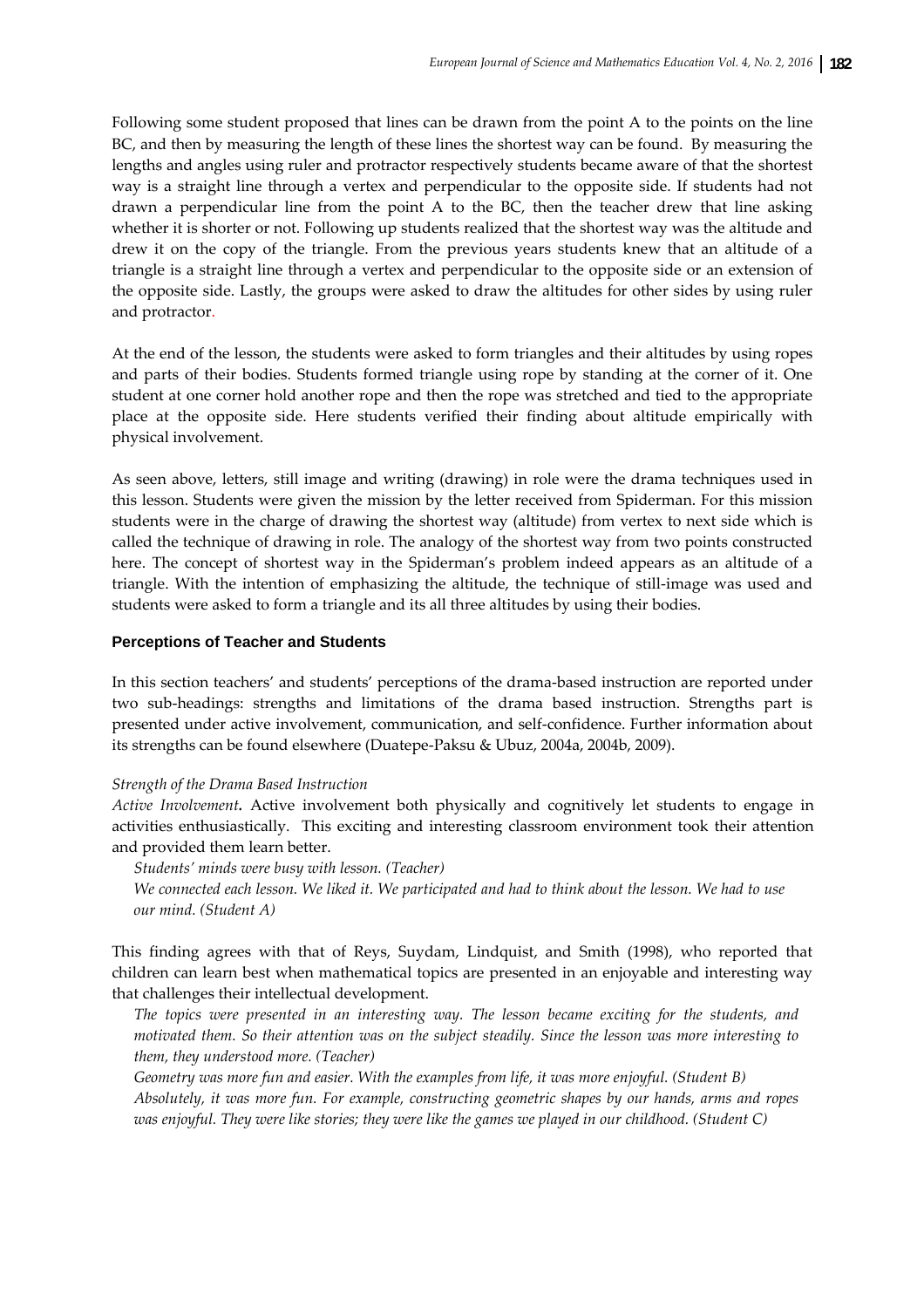Following some student proposed that lines can be drawn from the point A to the points on the line BC, and then by measuring the length of these lines the shortest way can be found. By measuring the lengths and angles using ruler and protractor respectively students became aware of that the shortest way is a straight line through a vertex and perpendicular to the opposite side. If students had not drawn a perpendicular line from the point A to the BC, then the teacher drew that line asking whether it is shorter or not. Following up students realized that the shortest way was the altitude and drew it on the copy of the triangle. From the previous years students knew that an altitude of a triangle is a straight line through a vertex and perpendicular to the opposite side or an extension of the opposite side. Lastly, the groups were asked to draw the altitudes for other sides by using ruler and protractor.

At the end of the lesson, the students were asked to form triangles and their altitudes by using ropes and parts of their bodies. Students formed triangle using rope by standing at the corner of it. One student at one corner hold another rope and then the rope was stretched and tied to the appropriate place at the opposite side. Here students verified their finding about altitude empirically with physical involvement.

As seen above, letters, still image and writing (drawing) in role were the drama techniques used in this lesson. Students were given the mission by the letter received from Spiderman. For this mission students were in the charge of drawing the shortest way (altitude) from vertex to next side which is called the technique of drawing in role. The analogy of the shortest way from two points constructed here. The concept of shortest way in the Spiderman's problem indeed appears as an altitude of a triangle. With the intention of emphasizing the altitude, the technique of still-image was used and students were asked to form a triangle and its all three altitudes by using their bodies.

### Perceptions of Teacher and Students

In this section teachers' and students' perceptions of the drama-based instruction are reported under two sub-headings: strengths and limitations of the drama based instruction. Strengths part is presented under active involvement, communication, and self-confidence. Further information about its strengths can be found elsewhere (Duatepe-Paksu & Ubuz, 2004a, 2004b, 2009).

*Strength of the Drama Based Instruction*

***Active Involvement*.** Active involvement both physically and cognitively let students to engage in activities enthusiastically. This exciting and interesting classroom environment took their attention and provided them learn better.

*Students' minds were busy with lesson. (Teacher)*

*We connected each lesson. We liked it. We participated and had to think about the lesson. We had to use our mind. (Student A)*

This finding agrees with that of Reys, Suydam, Lindquist, and Smith (1998), who reported that children can learn best when mathematical topics are presented in an enjoyable and interesting way that challenges their intellectual development.

*The topics were presented in an interesting way. The lesson became exciting for the students, and motivated them. So their attention was on the subject steadily. Since the lesson was more interesting to them, they understood more. (Teacher)*

*Geometry was more fun and easier. With the examples from life, it was more enjoyful. (Student B)*

*Absolutely, it was more fun. For example, constructing geometric shapes by our hands, arms and ropes was enjoyful. They were like stories; they were like the games we played in our childhood. (Student C)*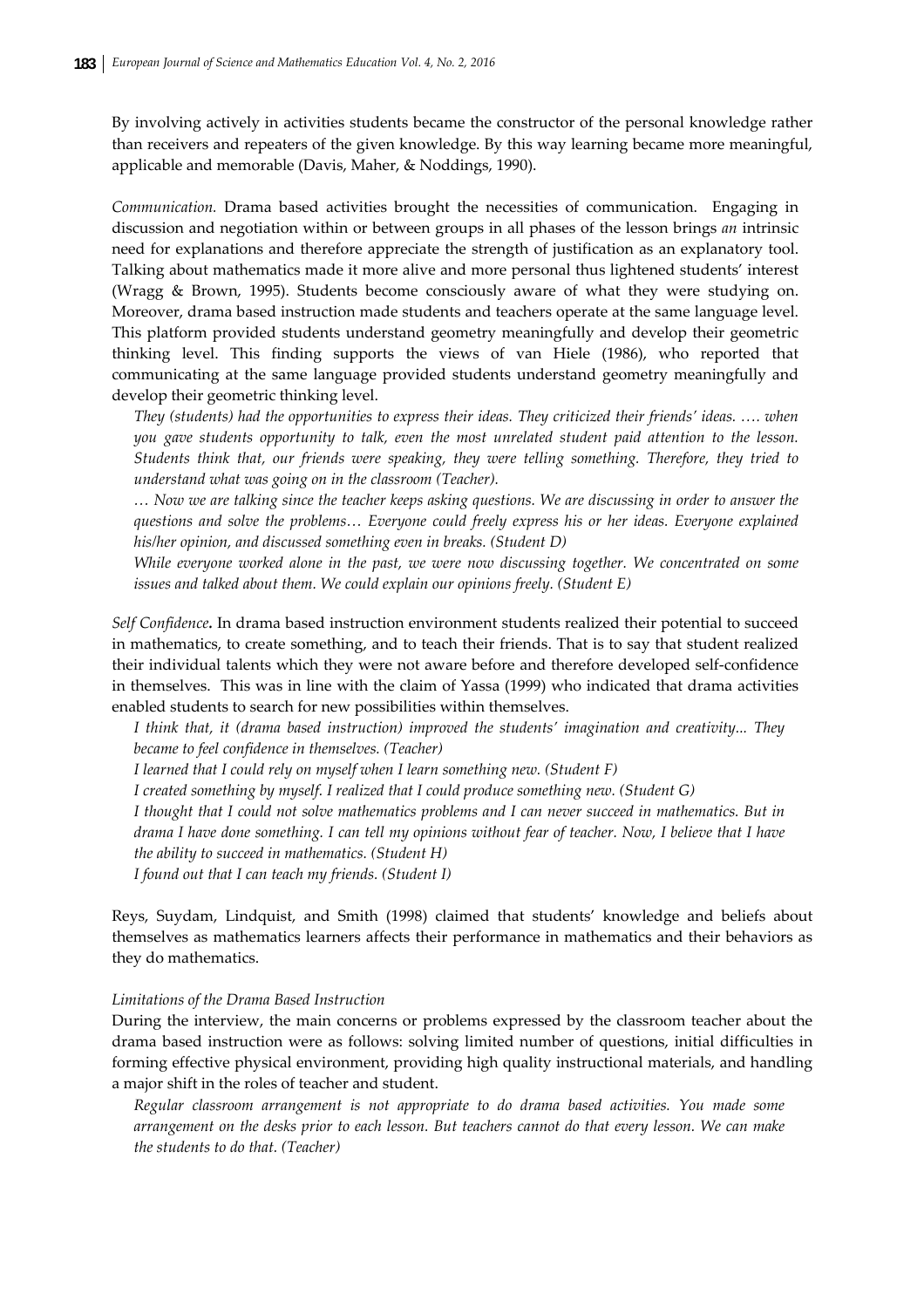By involving actively in activities students became the constructor of the personal knowledge rather than receivers and repeaters of the given knowledge. By this way learning became more meaningful, applicable and memorable (Davis, Maher, & Noddings, 1990).

*Communication.* Drama based activities brought the necessities of communication. Engaging in discussion and negotiation within or between groups in all phases of the lesson brings *an* intrinsic need for explanations and therefore appreciate the strength of justification as an explanatory tool. Talking about mathematics made it more alive and more personal thus lightened students' interest (Wragg & Brown, 1995). Students become consciously aware of what they were studying on. Moreover, drama based instruction made students and teachers operate at the same language level. This platform provided students understand geometry meaningfully and develop their geometric thinking level. This finding supports the views of van Hiele (1986), who reported that communicating at the same language provided students understand geometry meaningfully and develop their geometric thinking level.

*They (students) had the opportunities to express their ideas. They criticized their friends' ideas. …. when you gave students opportunity to talk, even the most unrelated student paid attention to the lesson. Students think that, our friends were speaking, they were telling something. Therefore, they tried to understand what was going on in the classroom (Teacher).*

*… Now we are talking since the teacher keeps asking questions. We are discussing in order to answer the questions and solve the problems… Everyone could freely express his or her ideas. Everyone explained his/her opinion, and discussed something even in breaks. (Student D)*

*While everyone worked alone in the past, we were now discussing together. We concentrated on some issues and talked about them. We could explain our opinions freely. (Student E)*

*Self Confidence***.** In drama based instruction environment students realized their potential to succeed in mathematics, to create something, and to teach their friends. That is to say that student realized their individual talents which they were not aware before and therefore developed self-confidence in themselves. This was in line with the claim of Yassa (1999) who indicated that drama activities enabled students to search for new possibilities within themselves.

*I think that, it (drama based instruction) improved the students' imagination and creativity... They became to feel confidence in themselves. (Teacher)*

*I learned that I could rely on myself when I learn something new. (Student F)*

*I created something by myself. I realized that I could produce something new. (Student G)*

*I thought that I could not solve mathematics problems and I can never succeed in mathematics. But in drama I have done something. I can tell my opinions without fear of teacher. Now, I believe that I have the ability to succeed in mathematics. (Student H)*

*I found out that I can teach my friends. (Student I)*

Reys, Suydam, Lindquist, and Smith (1998) claimed that students' knowledge and beliefs about themselves as mathematics learners affects their performance in mathematics and their behaviors as they do mathematics.

*Limitations of the Drama Based Instruction*

During the interview, the main concerns or problems expressed by the classroom teacher about the drama based instruction were as follows: solving limited number of questions, initial difficulties in forming effective physical environment, providing high quality instructional materials, and handling a major shift in the roles of teacher and student.

*Regular classroom arrangement is not appropriate to do drama based activities. You made some arrangement on the desks prior to each lesson. But teachers cannot do that every lesson. We can make the students to do that. (Teacher)*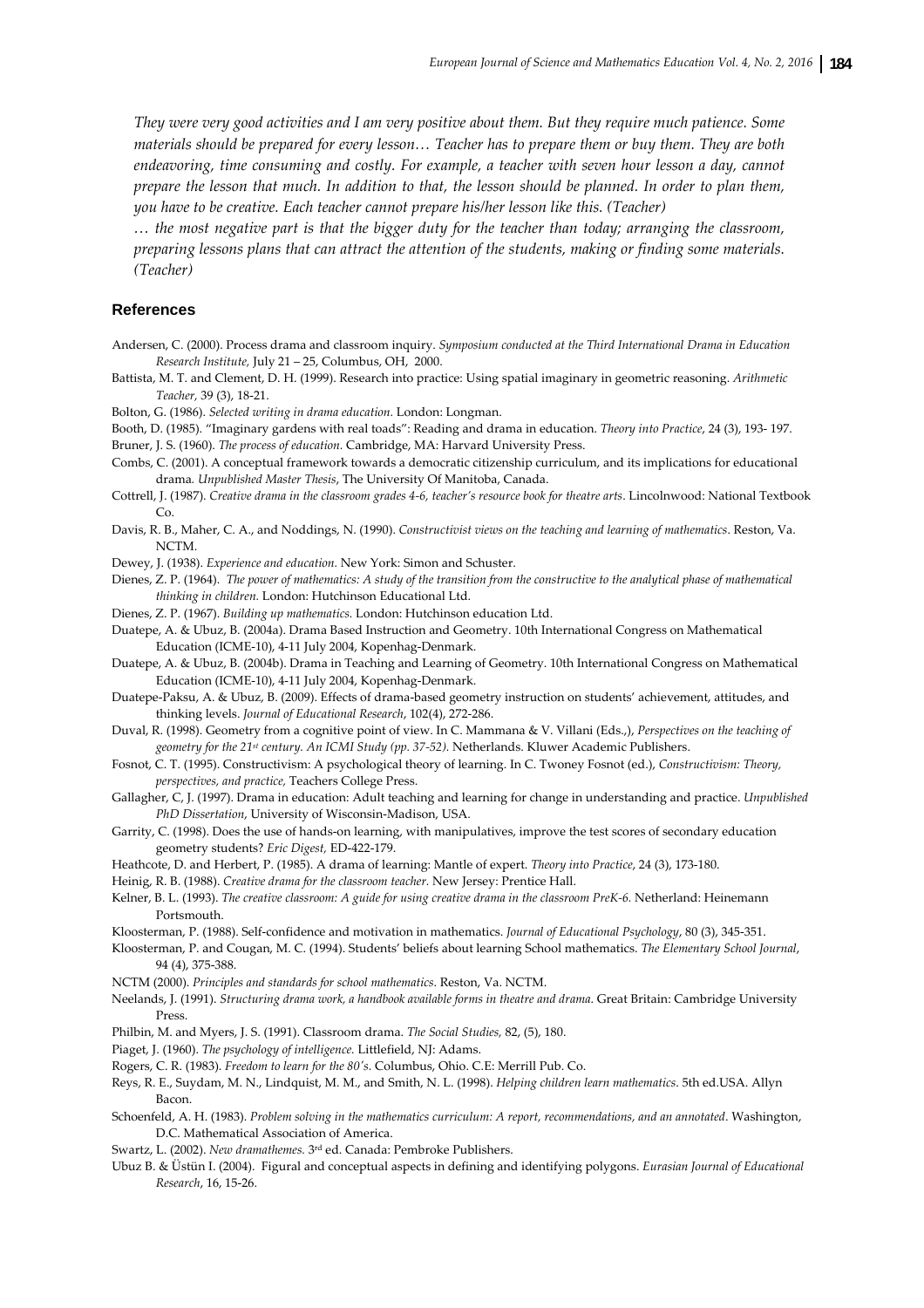*They were very good activities and I am very positive about them. But they require much patience. Some materials should be prepared for every lesson… Teacher has to prepare them or buy them. They are both endeavoring, time consuming and costly. For example, a teacher with seven hour lesson a day, cannot prepare the lesson that much. In addition to that, the lesson should be planned. In order to plan them, you have to be creative. Each teacher cannot prepare his/her lesson like this. (Teacher)*

*… the most negative part is that the bigger duty for the teacher than today; arranging the classroom, preparing lessons plans that can attract the attention of the students, making or finding some materials. (Teacher)*

## References

Andersen, C. (2000). Process drama and classroom inquiry. *Symposium conducted at the Third International Drama in Education Research Institute,* July 21 – 25, Columbus, OH, 2000.

Battista, M. T. and Clement, D. H. (1999). Research into practice: Using spatial imaginary in geometric reasoning. *Arithmetic Teacher,* 39 (3), 18-21.

Bolton, G. (1986). *Selected writing in drama education.* London: Longman.

Booth, D. (1985). "Imaginary gardens with real toads": Reading and drama in education. *Theory into Practice*, 24 (3), 193- 197.

Bruner, J. S. (1960). *The process of education.* Cambridge, MA: Harvard University Press.

Combs, C. (2001). A conceptual framework towards a democratic citizenship curriculum, and its implications for educational drama. *Unpublished Master Thesis*, The University Of Manitoba, Canada.

Cottrell, J. (1987). *Creative drama in the classroom grades 4-6, teacher's resource book for theatre arts*. Lincolnwood: National Textbook Co.

Davis, R. B., Maher, C. A., and Noddings, N. (1990). *Constructivist views on the teaching and learning of mathematics*. Reston, Va. NCTM.

Dewey, J. (1938). *Experience and education.* New York: Simon and Schuster.

Dienes, Z. P. (1964). *The power of mathematics: A study of the transition from the constructive to the analytical phase of mathematical thinking in children.* London: Hutchinson Educational Ltd.

Dienes, Z. P. (1967). *Building up mathematics.* London: Hutchinson education Ltd.

Duatepe, A. & Ubuz, B. (2004a). Drama Based Instruction and Geometry. 10th International Congress on Mathematical Education (ICME-10), 4-11 July 2004, Kopenhag-Denmark.

Duatepe, A. & Ubuz, B. (2004b). Drama in Teaching and Learning of Geometry. 10th International Congress on Mathematical Education (ICME-10), 4-11 July 2004, Kopenhag-Denmark.

Duatepe-Paksu, A. & Ubuz, B. (2009). Effects of drama-based geometry instruction on students' achievement, attitudes, and thinking levels. *Journal of Educational Research*, 102(4), 272-286.

Duval, R. (1998). Geometry from a cognitive point of view. In C. Mammana & V. Villani (Eds.,), *Perspectives on the teaching of geometry for the 21st century. An ICMI Study (pp. 37-52).* Netherlands. Kluwer Academic Publishers.

Fosnot, C. T. (1995). Constructivism: A psychological theory of learning. In C. Twoney Fosnot (ed.), *Constructivism: Theory, perspectives, and practice,* Teachers College Press.

Gallagher, C, J. (1997). Drama in education: Adult teaching and learning for change in understanding and practice. *Unpublished PhD Dissertation*, University of Wisconsin-Madison, USA.

Garrity, C. (1998). Does the use of hands-on learning, with manipulatives, improve the test scores of secondary education geometry students? *Eric Digest,* ED-422-179.

Heathcote, D. and Herbert, P. (1985). A drama of learning: Mantle of expert. *Theory into Practice*, 24 (3), 173-180.

Heinig, R. B. (1988). *Creative drama for the classroom teacher.* New Jersey: Prentice Hall.

Kelner, B. L. (1993). *The creative classroom: A guide for using creative drama in the classroom PreK-6.* Netherland: Heinemann Portsmouth.

Kloosterman, P. (1988). Self-confidence and motivation in mathematics. *Journal of Educational Psychology*, 80 (3), 345-351.

Kloosterman, P. and Cougan, M. C. (1994). Students' beliefs about learning School mathematics. *The Elementary School Journal*, 94 (4), 375-388.

NCTM (2000). *Principles and standards for school mathematics*. Reston, Va. NCTM.

Neelands, J. (1991). *Structuring drama work, a handbook available forms in theatre and drama*. Great Britain: Cambridge University Press.

Philbin, M. and Myers, J. S. (1991). Classroom drama. *The Social Studies,* 82, (5), 180.

Piaget, J. (1960). *The psychology of intelligence.* Littlefield, NJ: Adams.

Rogers, C. R. (1983). *Freedom to learn for the 80's*. Columbus, Ohio. C.E: Merrill Pub. Co.

Reys, R. E., Suydam, M. N., Lindquist, M. M., and Smith, N. L. (1998). *Helping children learn mathematics*. 5th ed.USA. Allyn Bacon.

Schoenfeld, A. H. (1983). *Problem solving in the mathematics curriculum: A report, recommendations, and an annotated*. Washington, D.C. Mathematical Association of America.

Swartz, L. (2002). *New dramathemes.* 3rd ed. Canada: Pembroke Publishers.

Ubuz B. & Üstün I. (2004). Figural and conceptual aspects in defining and identifying polygons. *Eurasian Journal of Educational Research*, 16, 15-26.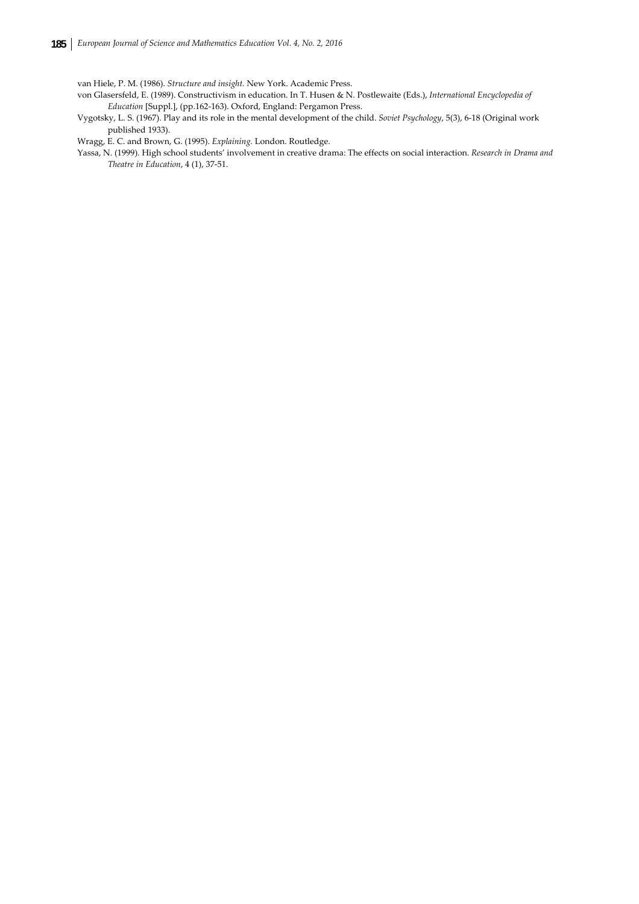van Hiele, P. M. (1986). *Structure and insight.* New York. Academic Press.

von Glasersfeld, E. (1989). Constructivism in education. In T. Husen & N. Postlewaite (Eds.), *International Encyclopedia of Education* [Suppl.], (pp.162-163). Oxford, England: Pergamon Press.

Vygotsky, L. S. (1967). Play and its role in the mental development of the child. *Soviet Psychology*, 5(3), 6-18 (Original work published 1933).

Wragg, E. C. and Brown, G. (1995). *Explaining.* London. Routledge.

Yassa, N. (1999). High school students' involvement in creative drama: The effects on social interaction. *Research in Drama and Theatre in Education*, 4 (1), 37-51.